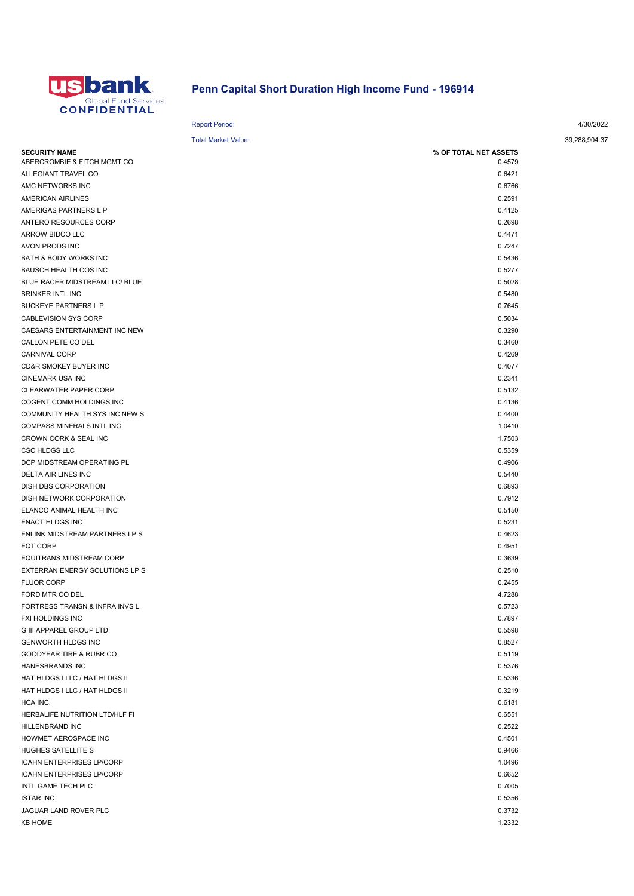# Penn Capital Short Duration High Income Fund - 196914

Report Period: 4/30/2022

Total Market Value: 39,288,904.37

| SECURITY NAME | % OF TOTAL NET ASSETS |
|---|---|
| ABERCROMBIE & FITCH MGMT CO | 0.4579 |
| ALLEGIANT TRAVEL CO | 0.6421 |
| AMC NETWORKS INC | 0.6766 |
| AMERICAN AIRLINES | 0.2591 |
| AMERIGAS PARTNERS L P | 0.4125 |
| ANTERO RESOURCES CORP | 0.2698 |
| ARROW BIDCO LLC | 0.4471 |
| AVON PRODS INC | 0.7247 |
| BATH & BODY WORKS INC | 0.5436 |
| BAUSCH HEALTH COS INC | 0.5277 |
| BLUE RACER MIDSTREAM LLC/ BLUE | 0.5028 |
| BRINKER INTL INC | 0.5480 |
| BUCKEYE PARTNERS L P | 0.7645 |
| CABLEVISION SYS CORP | 0.5034 |
| CAESARS ENTERTAINMENT INC NEW | 0.3290 |
| CALLON PETE CO DEL | 0.3460 |
| CARNIVAL CORP | 0.4269 |
| CD&R SMOKEY BUYER INC | 0.4077 |
| CINEMARK USA INC | 0.2341 |
| CLEARWATER PAPER CORP | 0.5132 |
| COGENT COMM HOLDINGS INC | 0.4136 |
| COMMUNITY HEALTH SYS INC NEW S | 0.4400 |
| COMPASS MINERALS INTL INC | 1.0410 |
| CROWN CORK & SEAL INC | 1.7503 |
| CSC HLDGS LLC | 0.5359 |
| DCP MIDSTREAM OPERATING PL | 0.4906 |
| DELTA AIR LINES INC | 0.5440 |
| DISH DBS CORPORATION | 0.6893 |
| DISH NETWORK CORPORATION | 0.7912 |
| ELANCO ANIMAL HEALTH INC | 0.5150 |
| ENACT HLDGS INC | 0.5231 |
| ENLINK MIDSTREAM PARTNERS LP S | 0.4623 |
| EQT CORP | 0.4951 |
| EQUITRANS MIDSTREAM CORP | 0.3639 |
| EXTERRAN ENERGY SOLUTIONS LP S | 0.2510 |
| FLUOR CORP | 0.2455 |
| FORD MTR CO DEL | 4.7288 |
| FORTRESS TRANSN & INFRA INVS L | 0.5723 |
| FXI HOLDINGS INC | 0.7897 |
| G III APPAREL GROUP LTD | 0.5598 |
| GENWORTH HLDGS INC | 0.8527 |
| GOODYEAR TIRE & RUBR CO | 0.5119 |
| HANESBRANDS INC | 0.5376 |
| HAT HLDGS I LLC / HAT HLDGS II | 0.5336 |
| HAT HLDGS I LLC / HAT HLDGS II | 0.3219 |
| HCA INC. | 0.6181 |
| HERBALIFE NUTRITION LTD/HLF FI | 0.6551 |
| HILLENBRAND INC | 0.2522 |
| HOWMET AEROSPACE INC | 0.4501 |
| HUGHES SATELLITE S | 0.9466 |
| ICAHN ENTERPRISES LP/CORP | 1.0496 |
| ICAHN ENTERPRISES LP/CORP | 0.6652 |
| INTL GAME TECH PLC | 0.7005 |
| ISTAR INC | 0.5356 |
| JAGUAR LAND ROVER PLC | 0.3732 |
| KB HOME | 1.2332 |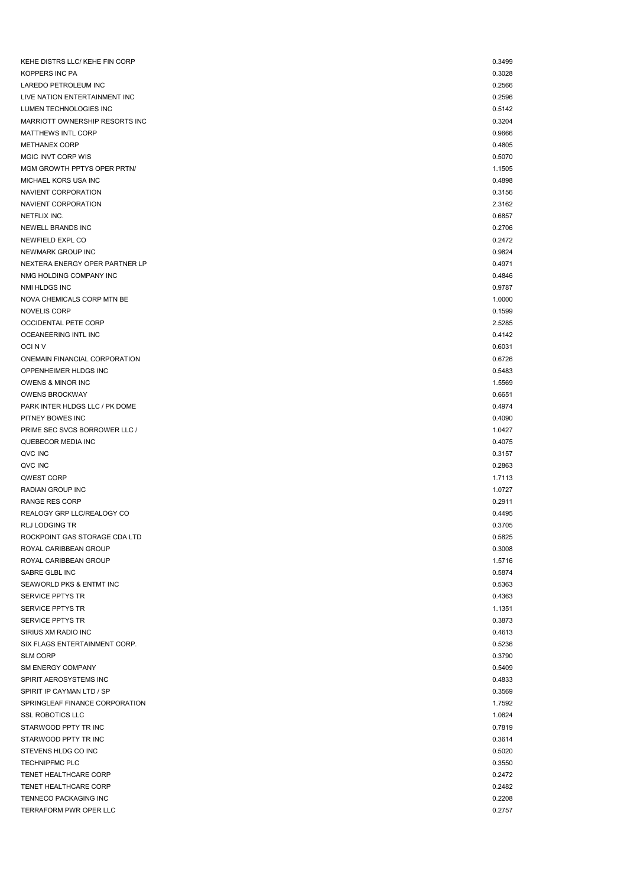| | |
|---|---|
| KEHE DISTRS LLC/ KEHE FIN CORP | 0.3499 |
| KOPPERS INC PA | 0.3028 |
| LAREDO PETROLEUM INC | 0.2566 |
| LIVE NATION ENTERTAINMENT INC | 0.2596 |
| LUMEN TECHNOLOGIES INC | 0.5142 |
| MARRIOTT OWNERSHIP RESORTS INC | 0.3204 |
| MATTHEWS INTL CORP | 0.9666 |
| METHANEX CORP | 0.4805 |
| MGIC INVT CORP WIS | 0.5070 |
| MGM GROWTH PPTYS OPER PRTN/ | 1.1505 |
| MICHAEL KORS USA INC | 0.4898 |
| NAVIENT CORPORATION | 0.3156 |
| NAVIENT CORPORATION | 2.3162 |
| NETFLIX INC. | 0.6857 |
| NEWELL BRANDS INC | 0.2706 |
| NEWFIELD EXPL CO | 0.2472 |
| NEWMARK GROUP INC | 0.9824 |
| NEXTERA ENERGY OPER PARTNER LP | 0.4971 |
| NMG HOLDING COMPANY INC | 0.4846 |
| NMI HLDGS INC | 0.9787 |
| NOVA CHEMICALS CORP MTN BE | 1.0000 |
| NOVELIS CORP | 0.1599 |
| OCCIDENTAL PETE CORP | 2.5285 |
| OCEANEERING INTL INC | 0.4142 |
| OCI N V | 0.6031 |
| ONEMAIN FINANCIAL CORPORATION | 0.6726 |
| OPPENHEIMER HLDGS INC | 0.5483 |
| OWENS & MINOR INC | 1.5569 |
| OWENS BROCKWAY | 0.6651 |
| PARK INTER HLDGS LLC / PK DOME | 0.4974 |
| PITNEY BOWES INC | 0.4090 |
| PRIME SEC SVCS BORROWER LLC / | 1.0427 |
| QUEBECOR MEDIA INC | 0.4075 |
| QVC INC | 0.3157 |
| QVC INC | 0.2863 |
| QWEST CORP | 1.7113 |
| RADIAN GROUP INC | 1.0727 |
| RANGE RES CORP | 0.2911 |
| REALOGY GRP LLC/REALOGY CO | 0.4495 |
| RLJ LODGING TR | 0.3705 |
| ROCKPOINT GAS STORAGE CDA LTD | 0.5825 |
| ROYAL CARIBBEAN GROUP | 0.3008 |
| ROYAL CARIBBEAN GROUP | 1.5716 |
| SABRE GLBL INC | 0.5874 |
| SEAWORLD PKS & ENTMT INC | 0.5363 |
| SERVICE PPTYS TR | 0.4363 |
| SERVICE PPTYS TR | 1.1351 |
| SERVICE PPTYS TR | 0.3873 |
| SIRIUS XM RADIO INC | 0.4613 |
| SIX FLAGS ENTERTAINMENT CORP. | 0.5236 |
| SLM CORP | 0.3790 |
| SM ENERGY COMPANY | 0.5409 |
| SPIRIT AEROSYSTEMS INC | 0.4833 |
| SPIRIT IP CAYMAN LTD / SP | 0.3569 |
| SPRINGLEAF FINANCE CORPORATION | 1.7592 |
| SSL ROBOTICS LLC | 1.0624 |
| STARWOOD PPTY TR INC | 0.7819 |
| STARWOOD PPTY TR INC | 0.3614 |
| STEVENS HLDG CO INC | 0.5020 |
| TECHNIPFMC PLC | 0.3550 |
| TENET HEALTHCARE CORP | 0.2472 |
| TENET HEALTHCARE CORP | 0.2482 |
| TENNECO PACKAGING INC | 0.2208 |
| TERRAFORM PWR OPER LLC | 0.2757 |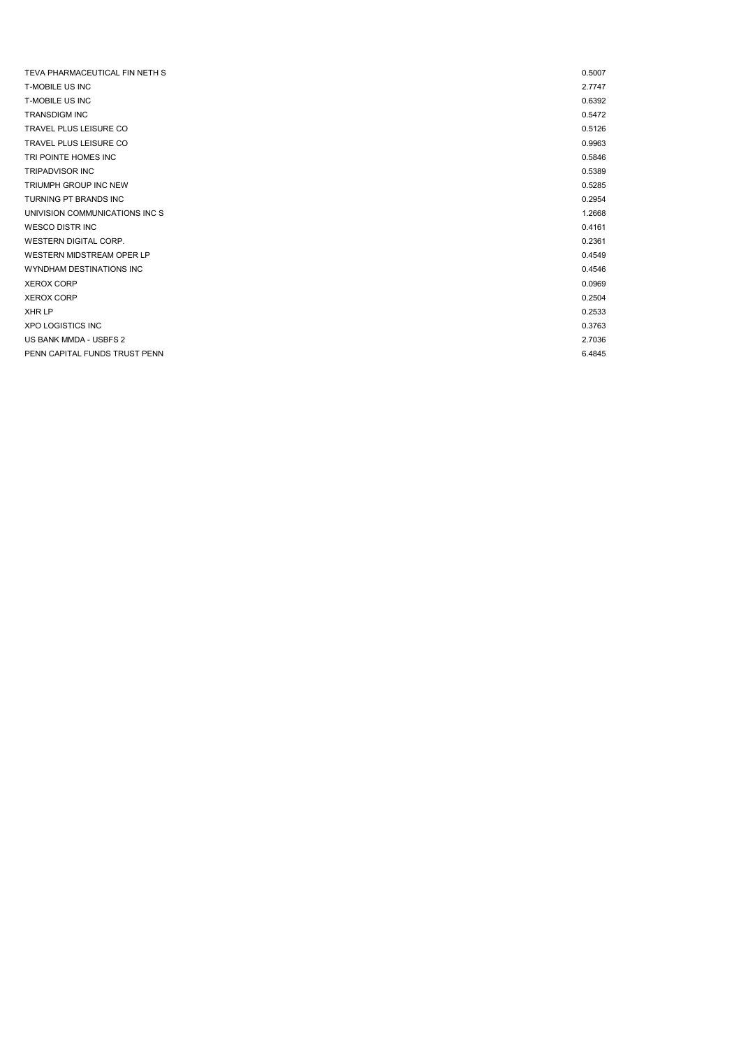| | |
|---|---|
| TEVA PHARMACEUTICAL FIN NETH S | 0.5007 |
| T-MOBILE US INC | 2.7747 |
| T-MOBILE US INC | 0.6392 |
| TRANSDIGM INC | 0.5472 |
| TRAVEL PLUS LEISURE CO | 0.5126 |
| TRAVEL PLUS LEISURE CO | 0.9963 |
| TRI POINTE HOMES INC | 0.5846 |
| TRIPADVISOR INC | 0.5389 |
| TRIUMPH GROUP INC NEW | 0.5285 |
| TURNING PT BRANDS INC | 0.2954 |
| UNIVISION COMMUNICATIONS INC S | 1.2668 |
| WESCO DISTR INC | 0.4161 |
| WESTERN DIGITAL CORP. | 0.2361 |
| WESTERN MIDSTREAM OPER LP | 0.4549 |
| WYNDHAM DESTINATIONS INC | 0.4546 |
| XEROX CORP | 0.0969 |
| XEROX CORP | 0.2504 |
| XHR LP | 0.2533 |
| XPO LOGISTICS INC | 0.3763 |
| US BANK MMDA - USBFS 2 | 2.7036 |
| PENN CAPITAL FUNDS TRUST PENN | 6.4845 |